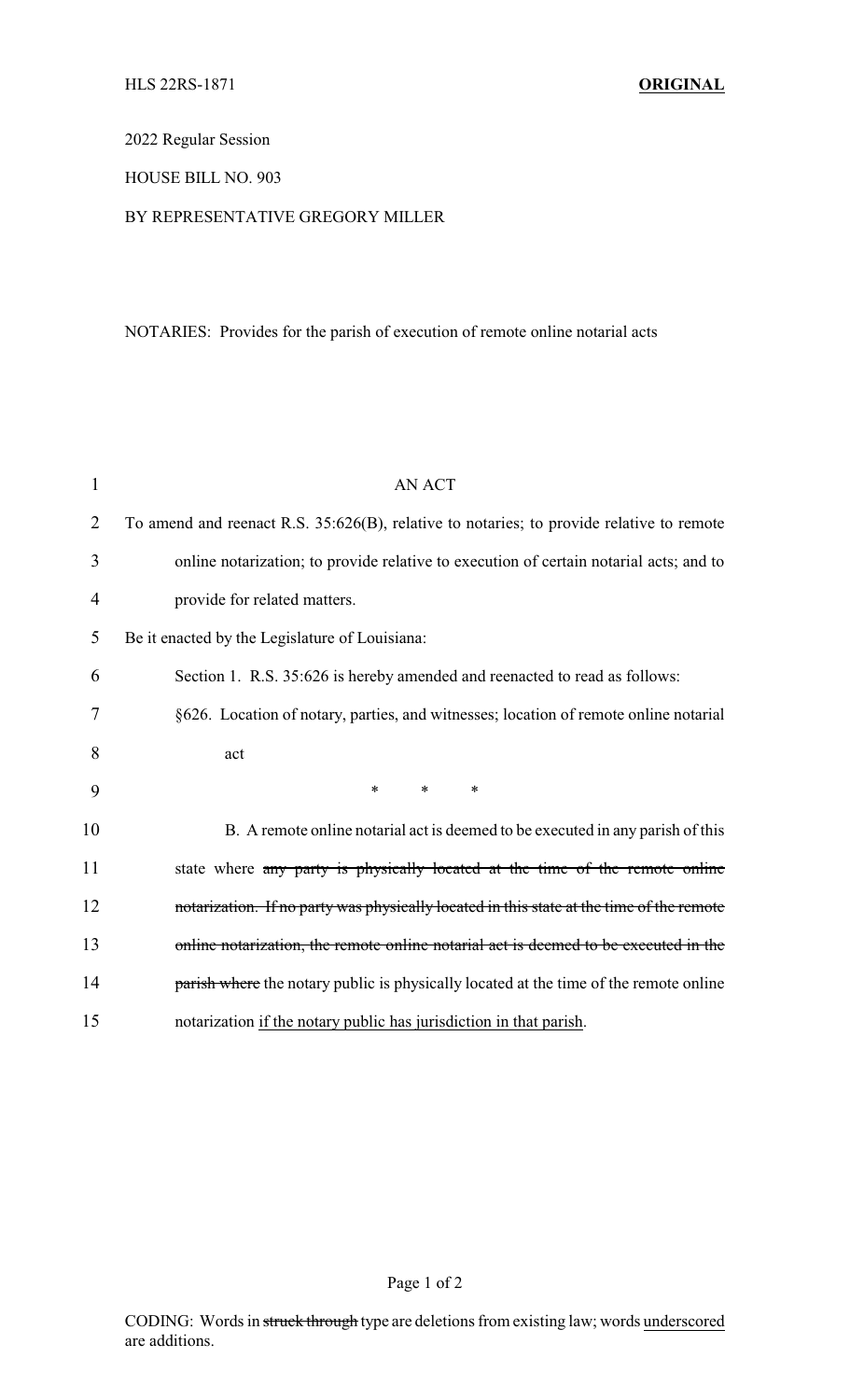HLS 22RS-1871 **ORIGINAL**

2022 Regular Session

HOUSE BILL NO. 903

BY REPRESENTATIVE GREGORY MILLER

NOTARIES: Provides for the parish of execution of remote online notarial acts

AN ACT

To amend and reenact R.S. 35:626(B), relative to notaries; to provide relative to remote online notarization; to provide relative to execution of certain notarial acts; and to provide for related matters.

Be it enacted by the Legislature of Louisiana:

Section 1. R.S. 35:626 is hereby amended and reenacted to read as follows:

§626. Location of notary, parties, and witnesses; location of remote online notarial act

\* \* \*

B. A remote online notarial act is deemed to be executed in any parish of this state where ~~any party is physically located at the time of the remote online notarization. If no party was physically located in this state at the time of the remote online notarization, the remote online notarial act is deemed to be executed in the parish where~~ the notary public is physically located at the time of the remote online notarization <u>if the notary public has jurisdiction in that parish</u>.

CODING: Words in ~~struck through~~ type are deletions from existing law; words <u>underscored</u> are additions.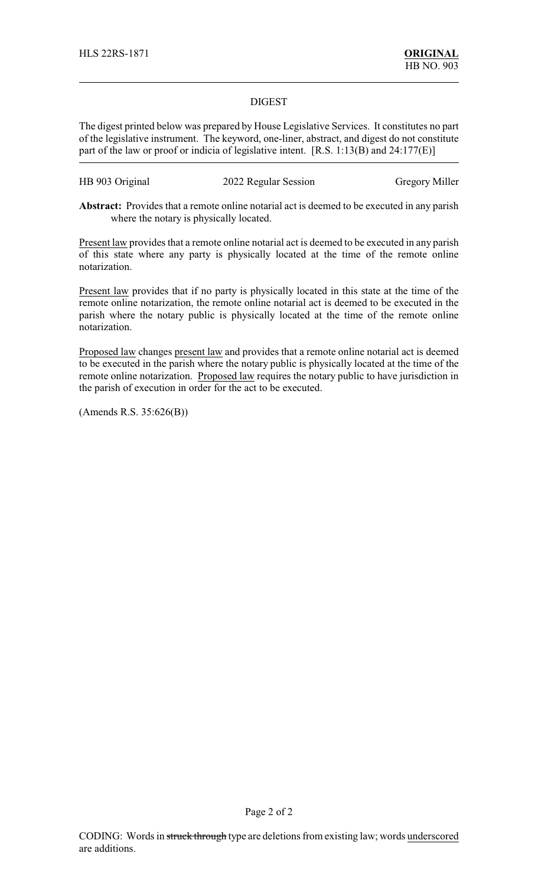## DIGEST

The digest printed below was prepared by House Legislative Services. It constitutes no part of the legislative instrument. The keyword, one-liner, abstract, and digest do not constitute part of the law or proof or indicia of legislative intent. [R.S. 1:13(B) and 24:177(E)]

HB 903 Original | 2022 Regular Session | Gregory Miller

**Abstract:** Provides that a remote online notarial act is deemed to be executed in any parish where the notary is physically located.

Present law provides that a remote online notarial act is deemed to be executed in any parish of this state where any party is physically located at the time of the remote online notarization.

Present law provides that if no party is physically located in this state at the time of the remote online notarization, the remote online notarial act is deemed to be executed in the parish where the notary public is physically located at the time of the remote online notarization.

Proposed law changes present law and provides that a remote online notarial act is deemed to be executed in the parish where the notary public is physically located at the time of the remote online notarization. Proposed law requires the notary public to have jurisdiction in the parish of execution in order for the act to be executed.

(Amends R.S. 35:626(B))

CODING: Words in ~~struck through~~ type are deletions from existing law; words underscored are additions.